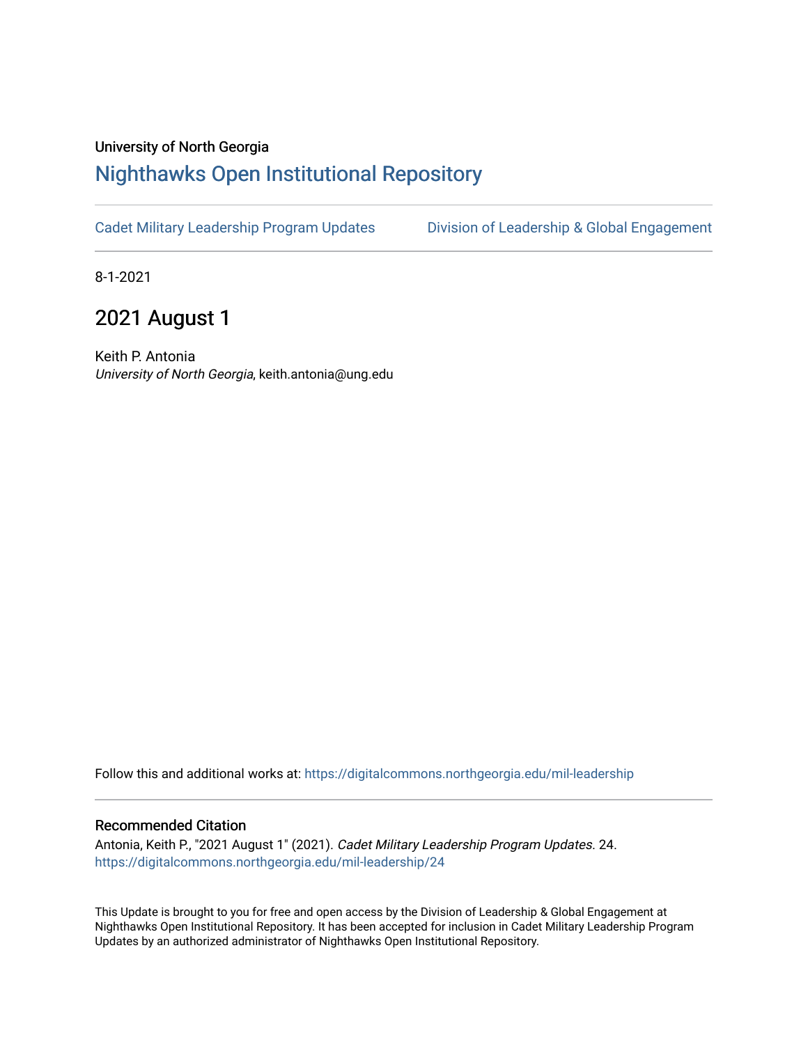University of North Georgia

# Nighthawks Open Institutional Repository

Cadet Military Leadership Program Updates | Division of Leadership & Global Engagement

8-1-2021

## 2021 August 1

Keith P. Antonia
*University of North Georgia*, keith.antonia@ung.edu

Follow this and additional works at: https://digitalcommons.northgeorgia.edu/mil-leadership

### Recommended Citation

Antonia, Keith P., "2021 August 1" (2021). *Cadet Military Leadership Program Updates*. 24.
https://digitalcommons.northgeorgia.edu/mil-leadership/24

This Update is brought to you for free and open access by the Division of Leadership & Global Engagement at Nighthawks Open Institutional Repository. It has been accepted for inclusion in Cadet Military Leadership Program Updates by an authorized administrator of Nighthawks Open Institutional Repository.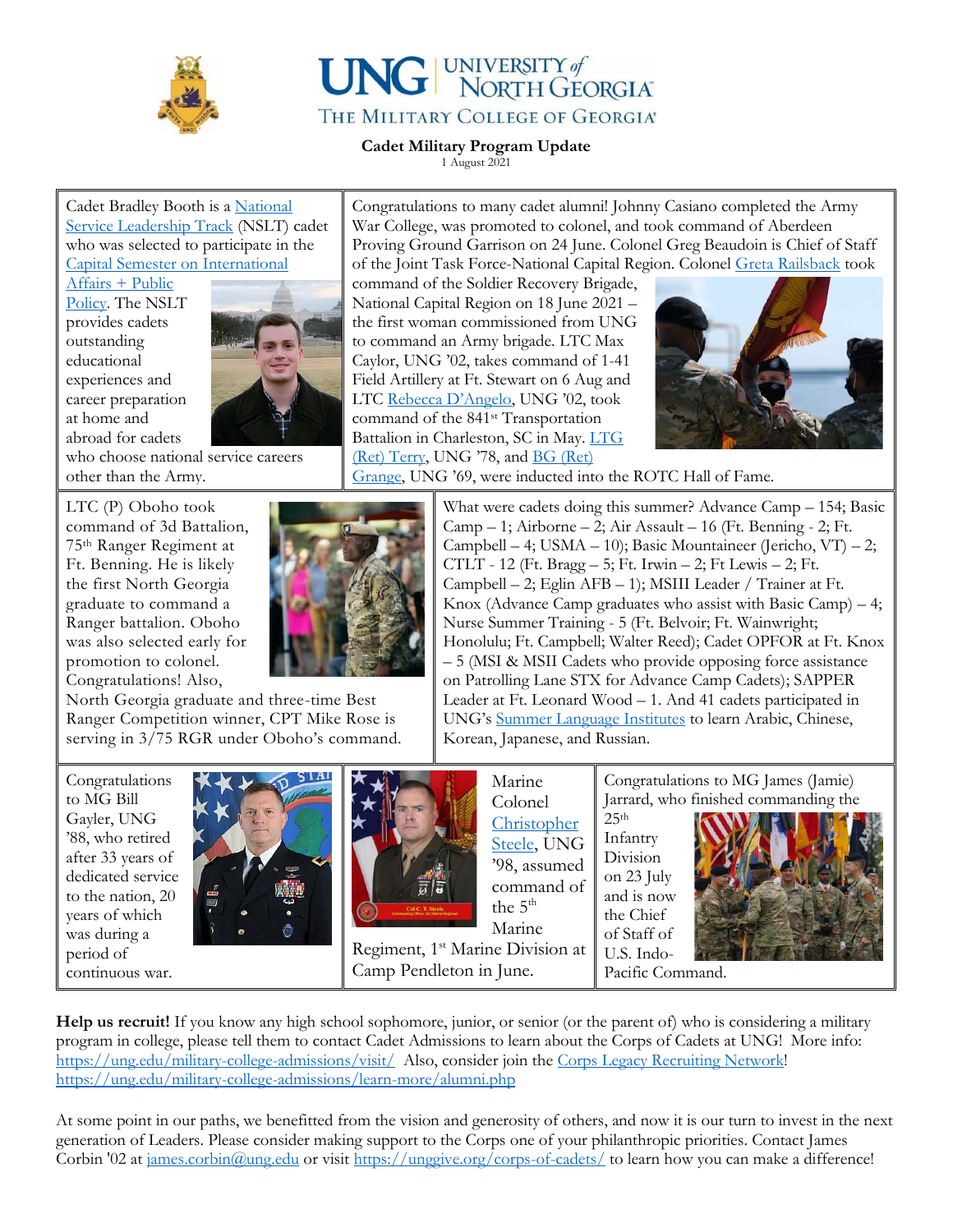# Cadet Military Program Update

1 August 2021

Cadet Bradley Booth is a National Service Leadership Track (NSLT) cadet who was selected to participate in the Capital Semester on International Affairs + Public Policy. The NSLT provides cadets outstanding educational experiences and career preparation at home and abroad for cadets who choose national service careers other than the Army.

Congratulations to many cadet alumni! Johnny Casiano completed the Army War College, was promoted to colonel, and took command of Aberdeen Proving Ground Garrison on 24 June. Colonel Greg Beaudoin is Chief of Staff of the Joint Task Force-National Capital Region. Colonel Greta Railsback took command of the Soldier Recovery Brigade, National Capital Region on 18 June 2021 – the first woman commissioned from UNG to command an Army brigade. LTC Max Caylor, UNG '02, takes command of 1-41 Field Artillery at Ft. Stewart on 6 Aug and LTC Rebecca D'Angelo, UNG '02, took command of the 841st Transportation Battalion in Charleston, SC in May. LTG (Ret) Terry, UNG '78, and BG (Ret) Grange, UNG '69, were inducted into the ROTC Hall of Fame.

LTC (P) Oboho took command of 3d Battalion, 75th Ranger Regiment at Ft. Benning. He is likely the first North Georgia graduate to command a Ranger battalion. Oboho was also selected early for promotion to colonel. Congratulations! Also, North Georgia graduate and three-time Best Ranger Competition winner, CPT Mike Rose is serving in 3/75 RGR under Oboho's command.

What were cadets doing this summer? Advance Camp – 154; Basic Camp – 1; Airborne – 2; Air Assault – 16 (Ft. Benning - 2; Ft. Campbell – 4; USMA – 10); Basic Mountaineer (Jericho, VT) – 2; CTLT - 12 (Ft. Bragg – 5; Ft. Irwin – 2; Ft Lewis – 2; Ft. Campbell – 2; Eglin AFB – 1); MSIII Leader / Trainer at Ft. Knox (Advance Camp graduates who assist with Basic Camp) – 4; Nurse Summer Training - 5 (Ft. Belvoir; Ft. Wainwright; Honolulu; Ft. Campbell; Walter Reed); Cadet OPFOR at Ft. Knox – 5 (MSI & MSII Cadets who provide opposing force assistance on Patrolling Lane STX for Advance Camp Cadets); SAPPER Leader at Ft. Leonard Wood – 1. And 41 cadets participated in UNG's Summer Language Institutes to learn Arabic, Chinese, Korean, Japanese, and Russian.

Congratulations to MG Bill Gayler, UNG '88, who retired after 33 years of dedicated service to the nation, 20 years of which was during a period of continuous war.

Marine Colonel Christopher Steele, UNG '98, assumed command of the 5th Marine Regiment, 1st Marine Division at Camp Pendleton in June.

Congratulations to MG James (Jamie) Jarrard, who finished commanding the 25th Infantry Division on 23 July and is now the Chief of Staff of U.S. Indo-Pacific Command.

**Help us recruit!** If you know any high school sophomore, junior, or senior (or the parent of) who is considering a military program in college, please tell them to contact Cadet Admissions to learn about the Corps of Cadets at UNG! More info: https://ung.edu/military-college-admissions/visit/ Also, consider join the Corps Legacy Recruiting Network! https://ung.edu/military-college-admissions/learn-more/alumni.php

At some point in our paths, we benefitted from the vision and generosity of others, and now it is our turn to invest in the next generation of Leaders. Please consider making support to the Corps one of your philanthropic priorities. Contact James Corbin '02 at james.corbin@ung.edu or visit https://unggive.org/corps-of-cadets/ to learn how you can make a difference!